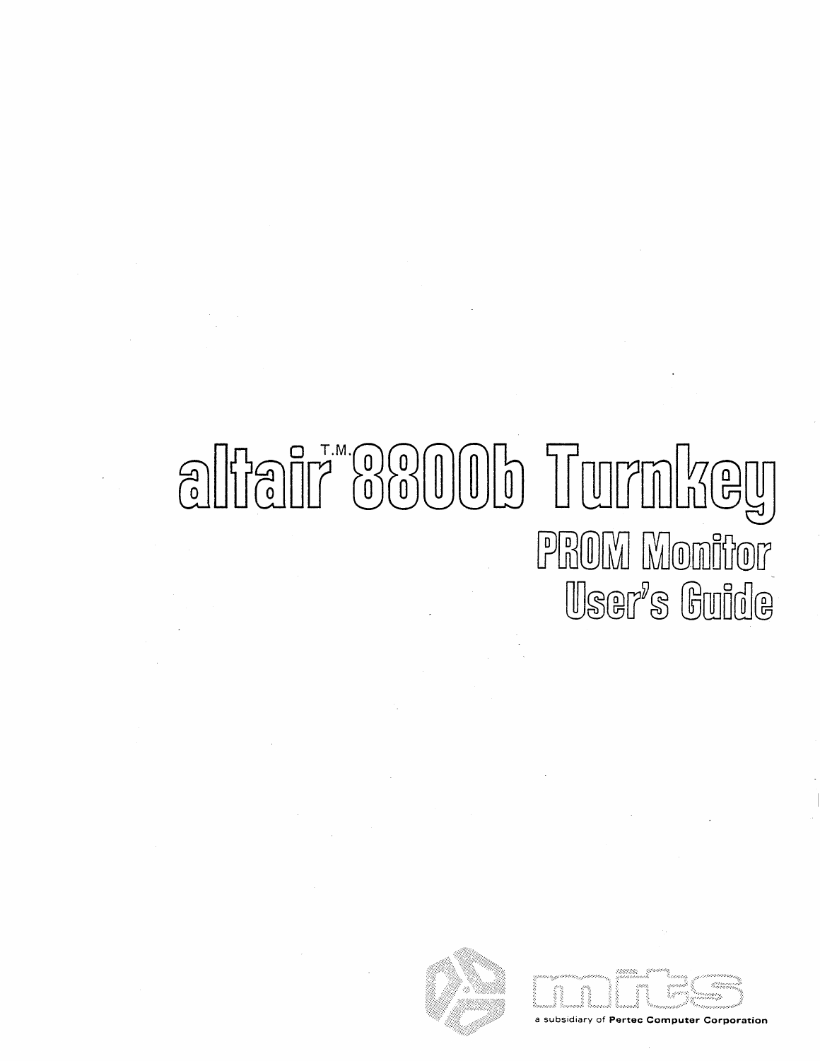# altair™ 8800b Turnkey

## PROM Monitor User's Guide

mits

a subsidiary of Pertec Computer Corporation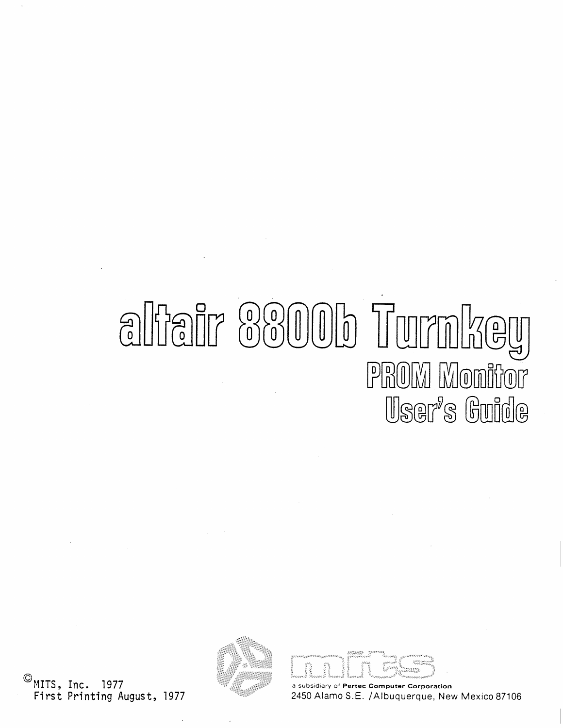# altair 8800b Turnkey

## PROM Monitor

## User's Guide

©MITS, Inc. 1977
First Printing August, 1977

mits

a subsidiary of Pertec Computer Corporation
2450 Alamo S.E. /Albuquerque, New Mexico 87106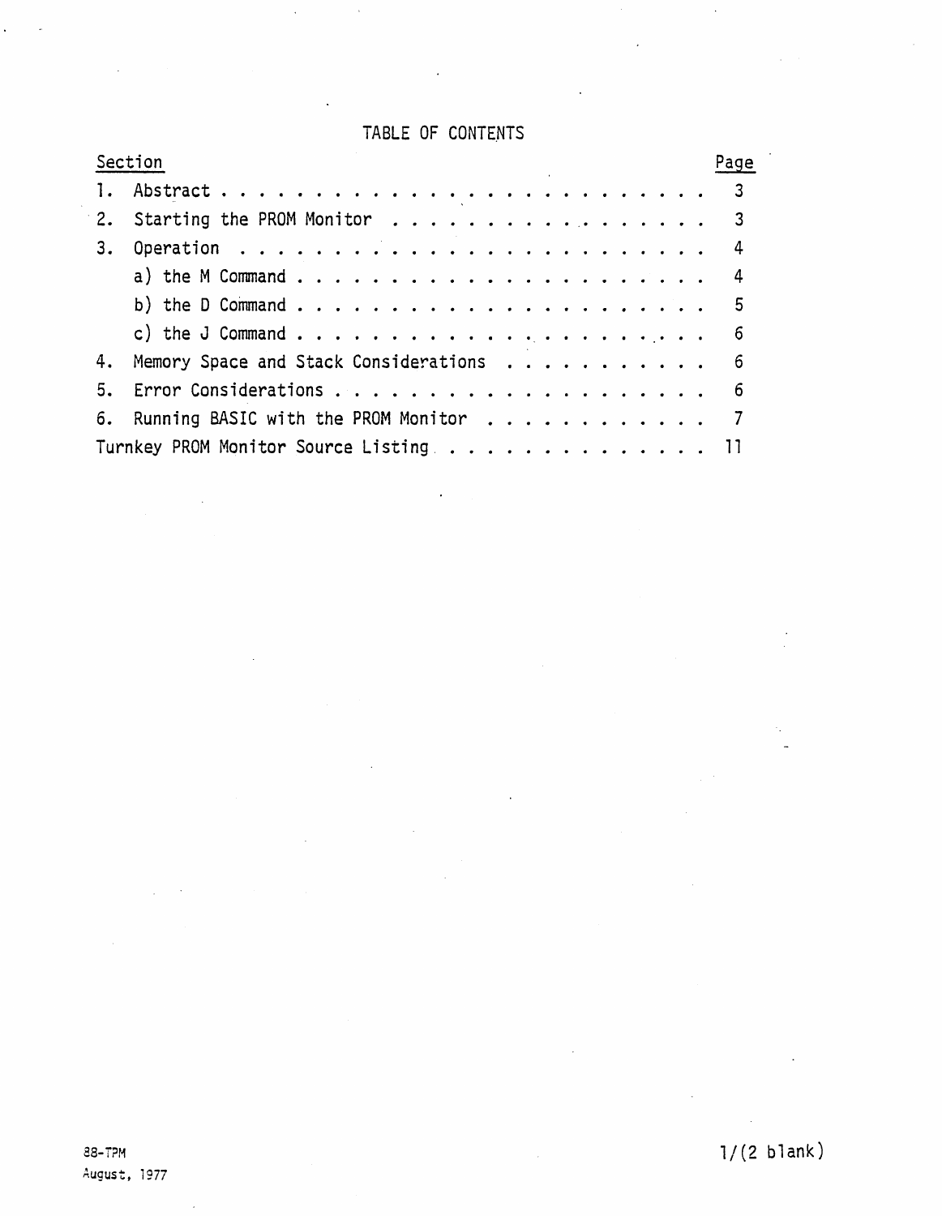# TABLE OF CONTENTS

| Section | Page |
|---|---|
| 1. Abstract | 3 |
| 2. Starting the PROM Monitor | 3 |
| 3. Operation | 4 |
| a) the M Command | 4 |
| b) the D Command | 5 |
| c) the J Command | 6 |
| 4. Memory Space and Stack Considerations | 6 |
| 5. Error Considerations | 6 |
| 6. Running BASIC with the PROM Monitor | 7 |
| Turnkey PROM Monitor Source Listing | 11 |

88-TPM
August, 1977

1/(2 blank)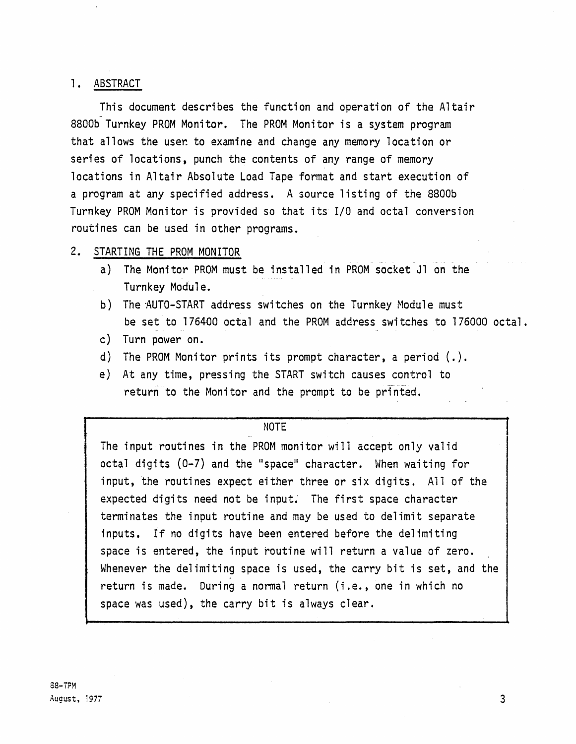## 1. ABSTRACT

This document describes the function and operation of the Altair 8800b Turnkey PROM Monitor. The PROM Monitor is a system program that allows the user to examine and change any memory location or series of locations, punch the contents of any range of memory locations in Altair Absolute Load Tape format and start execution of a program at any specified address. A source listing of the 8800b Turnkey PROM Monitor is provided so that its I/O and octal conversion routines can be used in other programs.

## 2. STARTING THE PROM MONITOR

a) The Monitor PROM must be installed in PROM socket J1 on the Turnkey Module.

b) The AUTO-START address switches on the Turnkey Module must be set to 176400 octal and the PROM address switches to 176000 octal.

c) Turn power on.

d) The PROM Monitor prints its prompt character, a period (.).

e) At any time, pressing the START switch causes control to return to the Monitor and the prompt to be printed.

> **NOTE**
>
> The input routines in the PROM monitor will accept only valid octal digits (0-7) and the "space" character. When waiting for input, the routines expect either three or six digits. All of the expected digits need not be input. The first space character terminates the input routine and may be used to delimit separate inputs. If no digits have been entered before the delimiting space is entered, the input routine will return a value of zero. Whenever the delimiting space is used, the carry bit is set, and the return is made. During a normal return (i.e., one in which no space was used), the carry bit is always clear.

88-TPM
August, 1977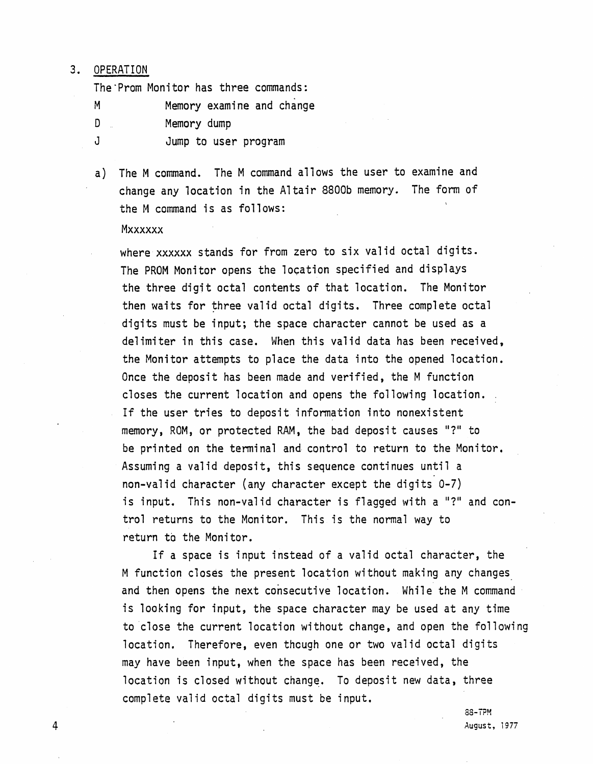3. OPERATION

The Prom Monitor has three commands:

| | |
|---|---|
| M | Memory examine and change |
| D | Memory dump |
| J | Jump to user program |

a) The M command. The M command allows the user to examine and change any location in the Altair 8800b memory. The form of the M command is as follows:

Mxxxxxx

where xxxxxx stands for from zero to six valid octal digits. The PROM Monitor opens the location specified and displays the three digit octal contents of that location. The Monitor then waits for three valid octal digits. Three complete octal digits must be input; the space character cannot be used as a delimiter in this case. When this valid data has been received, the Monitor attempts to place the data into the opened location. Once the deposit has been made and verified, the M function closes the current location and opens the following location. If the user tries to deposit information into nonexistent memory, ROM, or protected RAM, the bad deposit causes "?" to be printed on the terminal and control to return to the Monitor. Assuming a valid deposit, this sequence continues until a non-valid character (any character except the digits 0-7) is input. This non-valid character is flagged with a "?" and control returns to the Monitor. This is the normal way to return to the Monitor.

If a space is input instead of a valid octal character, the M function closes the present location without making any changes and then opens the next consecutive location. While the M command is looking for input, the space character may be used at any time to close the current location without change, and open the following location. Therefore, even though one or two valid octal digits may have been input, when the space has been received, the location is closed without change. To deposit new data, three complete valid octal digits must be input.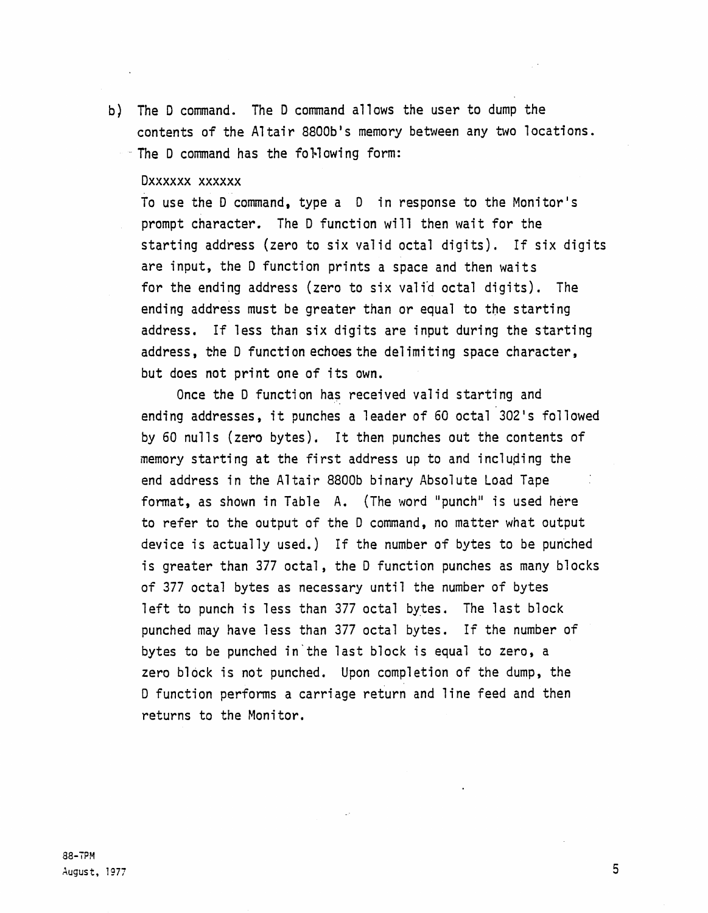b) The D command. The D command allows the user to dump the contents of the Altair 8800b's memory between any two locations. The D command has the following form:

```
Dxxxxxx xxxxxx
```

To use the D command, type a D in response to the Monitor's prompt character. The D function will then wait for the starting address (zero to six valid octal digits). If six digits are input, the D function prints a space and then waits for the ending address (zero to six valid octal digits). The ending address must be greater than or equal to the starting address. If less than six digits are input during the starting address, the D function echoes the delimiting space character, but does not print one of its own.

Once the D function has received valid starting and ending addresses, it punches a leader of 60 octal 302's followed by 60 nulls (zero bytes). It then punches out the contents of memory starting at the first address up to and including the end address in the Altair 8800b binary Absolute Load Tape format, as shown in Table A. (The word "punch" is used here to refer to the output of the D command, no matter what output device is actually used.) If the number of bytes to be punched is greater than 377 octal, the D function punches as many blocks of 377 octal bytes as necessary until the number of bytes left to punch is less than 377 octal bytes. The last block punched may have less than 377 octal bytes. If the number of bytes to be punched in the last block is equal to zero, a zero block is not punched. Upon completion of the dump, the D function performs a carriage return and line feed and then returns to the Monitor.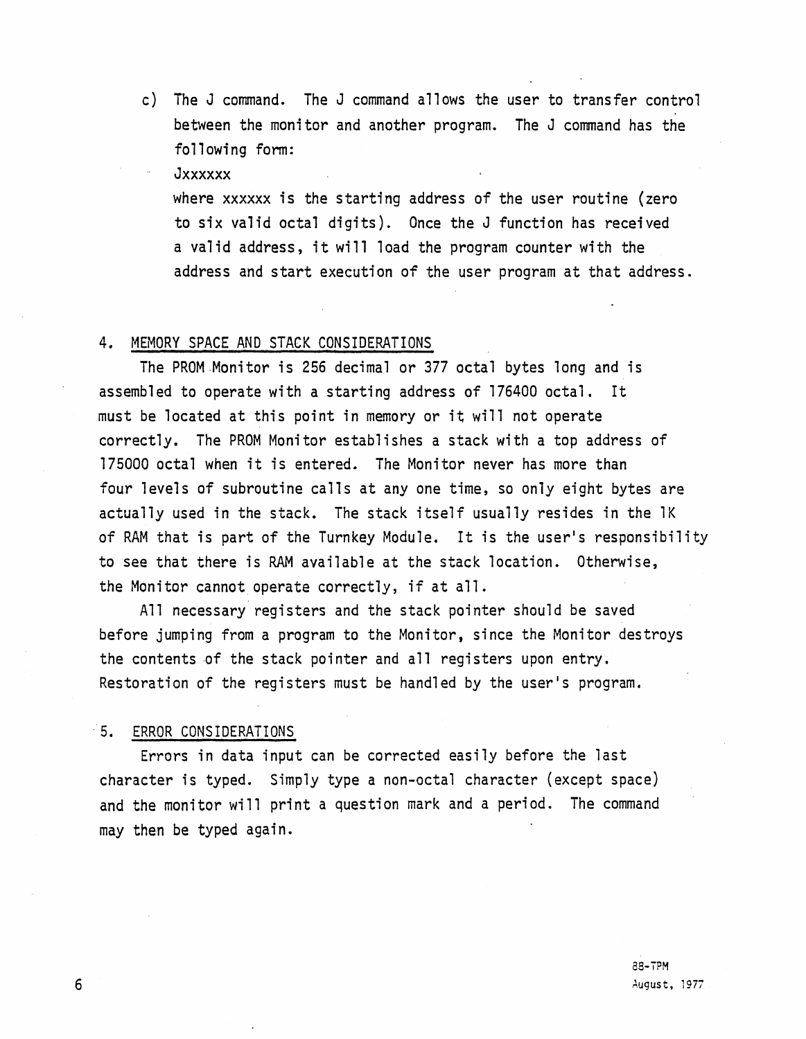c) The J command. The J command allows the user to transfer control between the monitor and another program. The J command has the following form:

Jxxxxxx

where xxxxxx is the starting address of the user routine (zero to six valid octal digits). Once the J function has received a valid address, it will load the program counter with the address and start execution of the user program at that address.

## 4. MEMORY SPACE AND STACK CONSIDERATIONS

The PROM Monitor is 256 decimal or 377 octal bytes long and is assembled to operate with a starting address of 176400 octal. It must be located at this point in memory or it will not operate correctly. The PROM Monitor establishes a stack with a top address of 175000 octal when it is entered. The Monitor never has more than four levels of subroutine calls at any one time, so only eight bytes are actually used in the stack. The stack itself usually resides in the 1K of RAM that is part of the Turnkey Module. It is the user's responsibility to see that there is RAM available at the stack location. Otherwise, the Monitor cannot operate correctly, if at all.

All necessary registers and the stack pointer should be saved before jumping from a program to the Monitor, since the Monitor destroys the contents of the stack pointer and all registers upon entry. Restoration of the registers must be handled by the user's program.

## 5. ERROR CONSIDERATIONS

Errors in data input can be corrected easily before the last character is typed. Simply type a non-octal character (except space) and the monitor will print a question mark and a period. The command may then be typed again.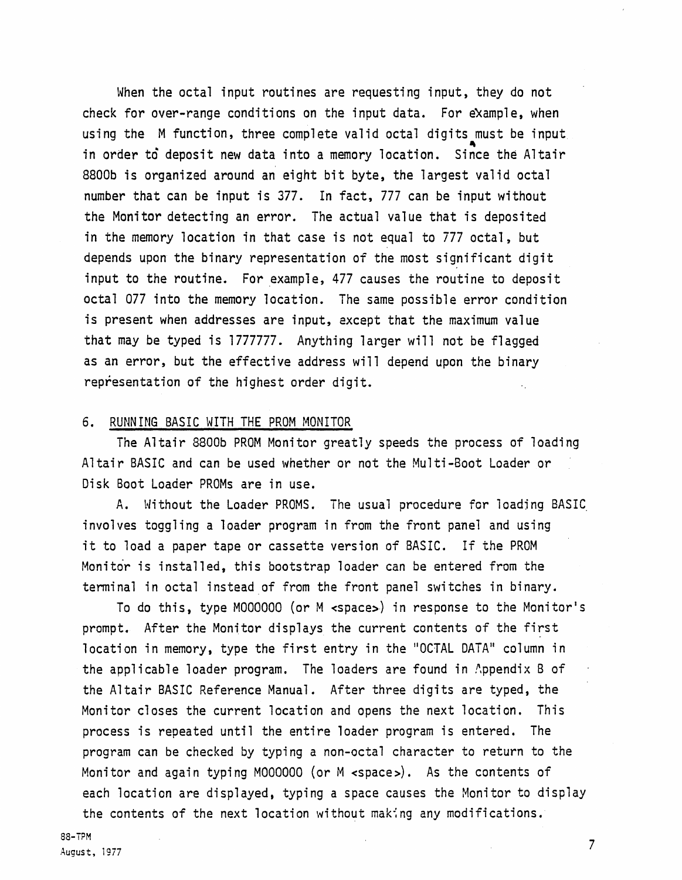When the octal input routines are requesting input, they do not check for over-range conditions on the input data. For example, when using the M function, three complete valid octal digits must be input in order to deposit new data into a memory location. Since the Altair 8800b is organized around an eight bit byte, the largest valid octal number that can be input is 377. In fact, 777 can be input without the Monitor detecting an error. The actual value that is deposited in the memory location in that case is not equal to 777 octal, but depends upon the binary representation of the most significant digit input to the routine. For example, 477 causes the routine to deposit octal 077 into the memory location. The same possible error condition is present when addresses are input, except that the maximum value that may be typed is 1777777. Anything larger will not be flagged as an error, but the effective address will depend upon the binary representation of the highest order digit.

## 6. RUNNING BASIC WITH THE PROM MONITOR

The Altair 8800b PROM Monitor greatly speeds the process of loading Altair BASIC and can be used whether or not the Multi-Boot Loader or Disk Boot Loader PROMs are in use.

A. Without the Loader PROMS. The usual procedure for loading BASIC involves toggling a loader program in from the front panel and using it to load a paper tape or cassette version of BASIC. If the PROM Monitor is installed, this bootstrap loader can be entered from the terminal in octal instead of from the front panel switches in binary.

To do this, type M000000 (or M <space>) in response to the Monitor's prompt. After the Monitor displays the current contents of the first location in memory, type the first entry in the "OCTAL DATA" column in the applicable loader program. The loaders are found in Appendix B of the Altair BASIC Reference Manual. After three digits are typed, the Monitor closes the current location and opens the next location. This process is repeated until the entire loader program is entered. The program can be checked by typing a non-octal character to return to the Monitor and again typing M000000 (or M <space>). As the contents of each location are displayed, typing a space causes the Monitor to display the contents of the next location without making any modifications.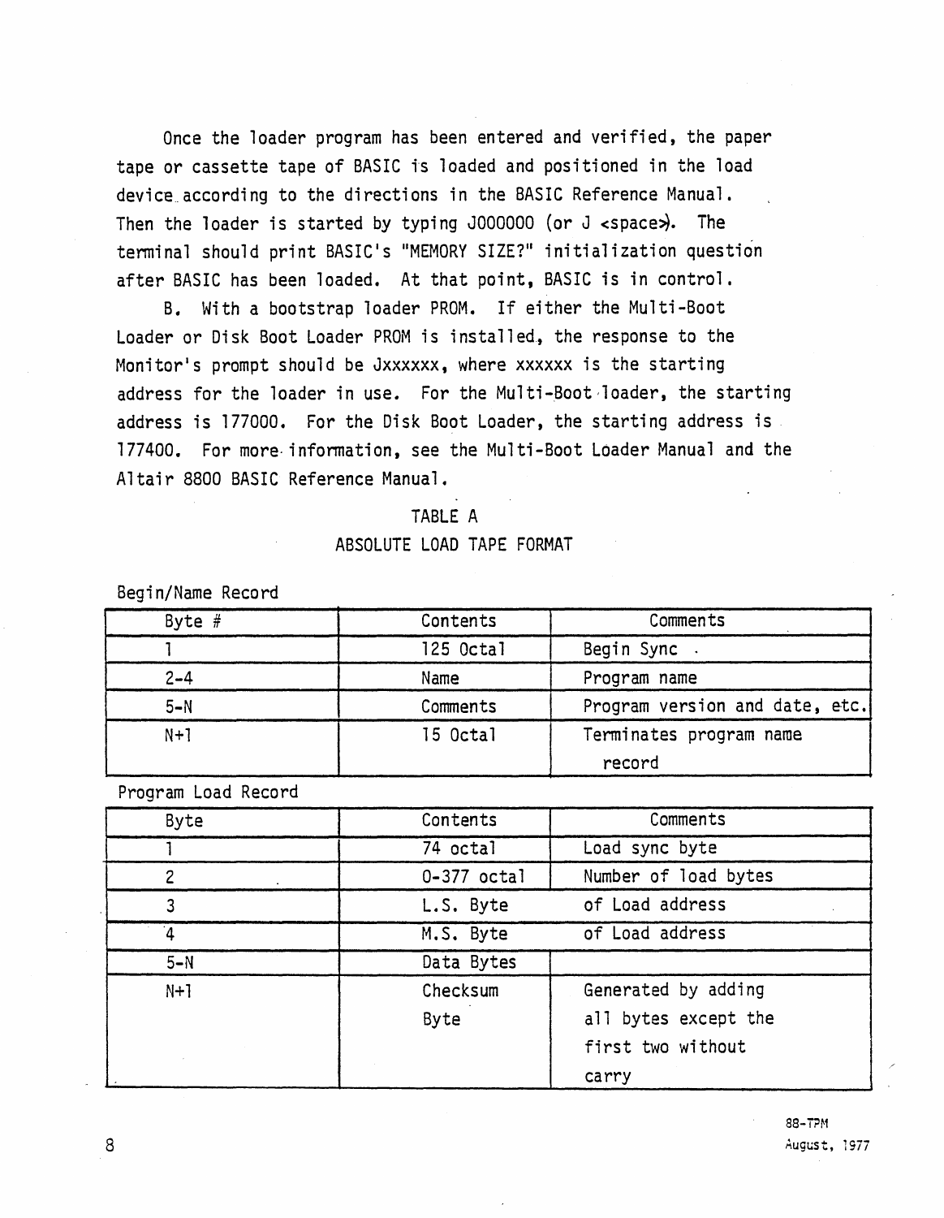Once the loader program has been entered and verified, the paper tape or cassette tape of BASIC is loaded and positioned in the load device according to the directions in the BASIC Reference Manual. Then the loader is started by typing J000000 (or J <space>). The terminal should print BASIC's "MEMORY SIZE?" initialization question after BASIC has been loaded. At that point, BASIC is in control.

B. With a bootstrap loader PROM. If either the Multi-Boot Loader or Disk Boot Loader PROM is installed, the response to the Monitor's prompt should be Jxxxxxx, where xxxxxx is the starting address for the loader in use. For the Multi-Boot loader, the starting address is 177000. For the Disk Boot Loader, the starting address is 177400. For more information, see the Multi-Boot Loader Manual and the Altair 8800 BASIC Reference Manual.

TABLE A

ABSOLUTE LOAD TAPE FORMAT

Begin/Name Record

| Byte # | Contents | Comments |
|---|---|---|
| 1 | 125 Octal | Begin Sync |
| 2-4 | Name | Program name |
| 5-N | Comments | Program version and date, etc. |
| N+1 | 15 Octal | Terminates program name record |

Program Load Record

| Byte | Contents | Comments |
|---|---|---|
| 1 | 74 octal | Load sync byte |
| 2 | 0-377 octal | Number of load bytes |
| 3 | L.S. Byte | of Load address |
| 4 | M.S. Byte | of Load address |
| 5-N | Data Bytes | |
| N+1 | Checksum Byte | Generated by adding all bytes except the first two without carry |

88-TPM
August, 1977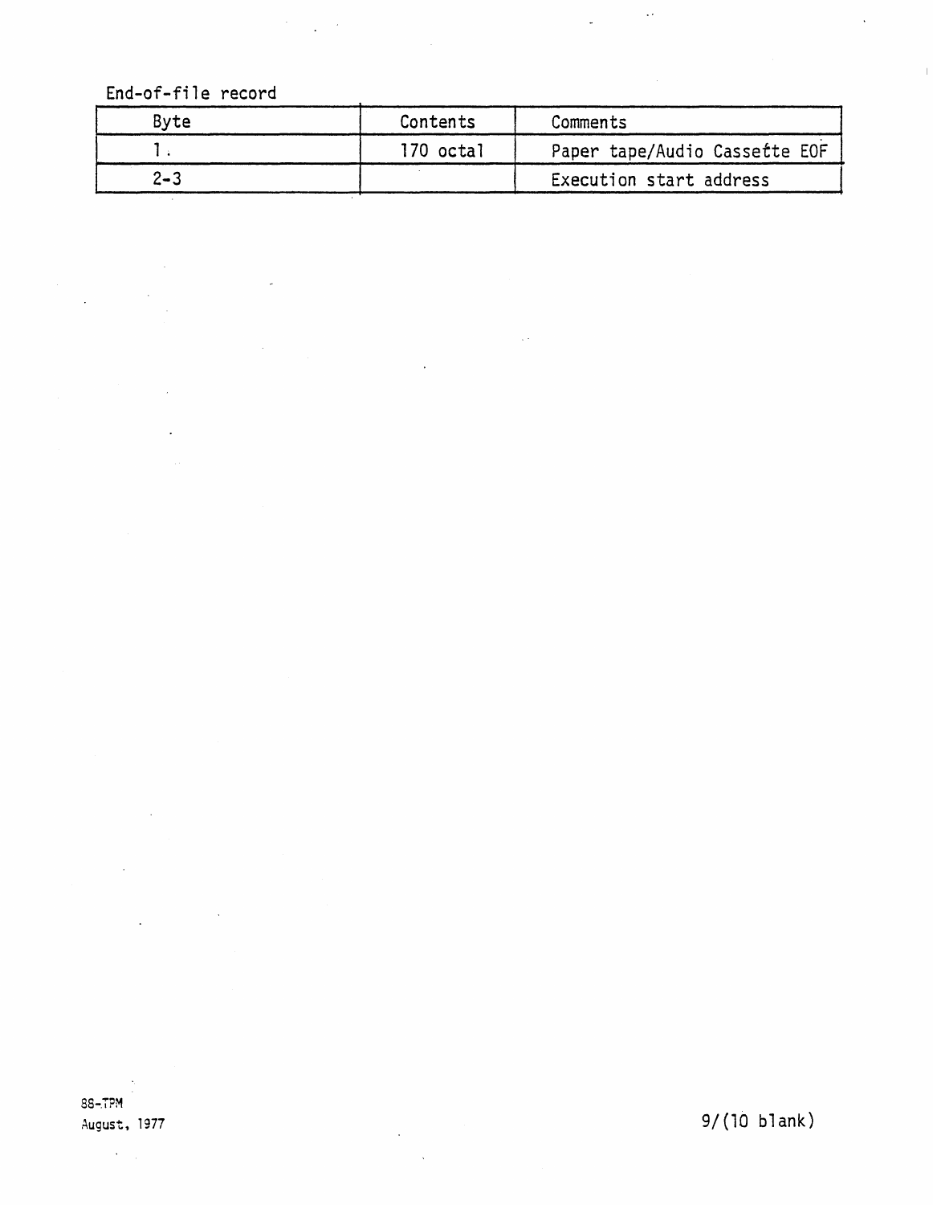End-of-file record

| Byte | Contents | Comments |
|---|---|---|
| 1. | 170 octal | Paper tape/Audio Cassette EOF |
| 2-3 | | Execution start address |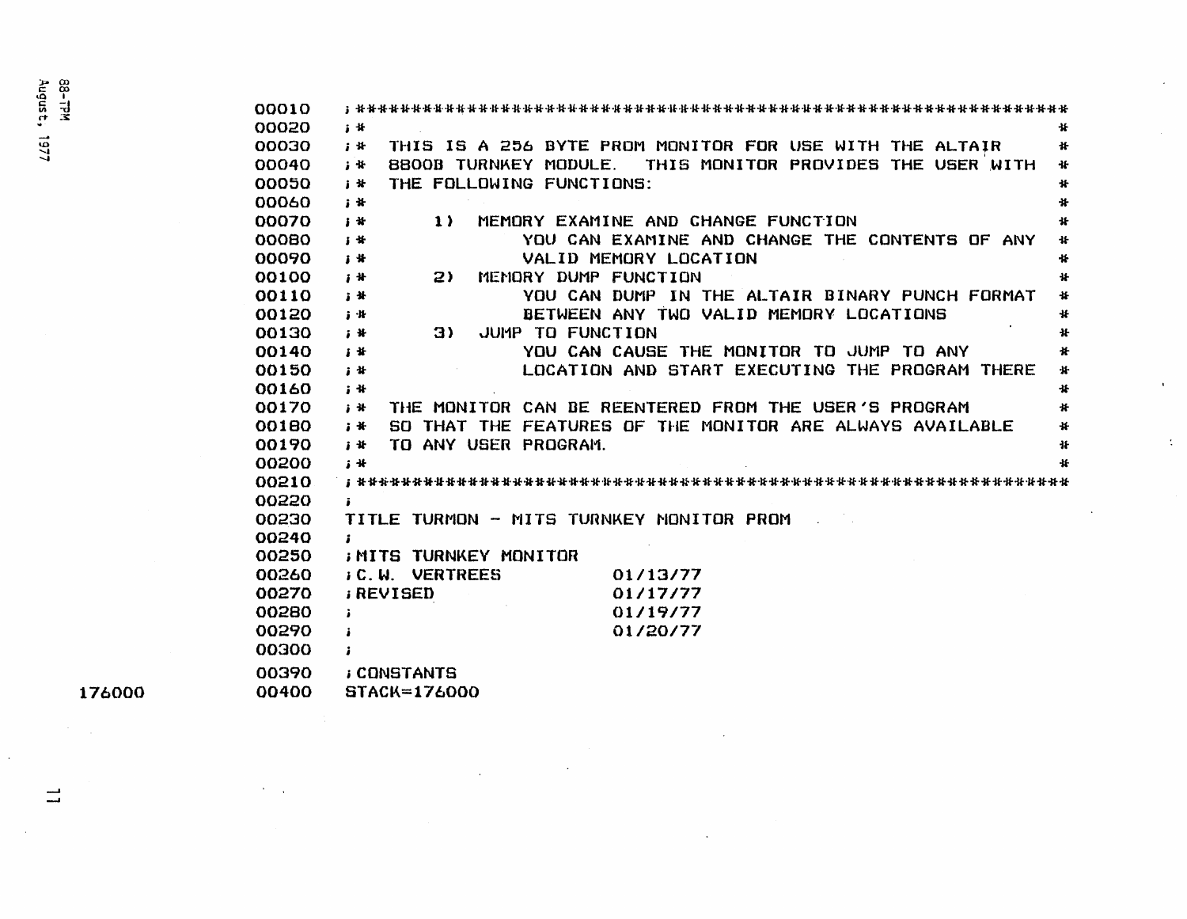```
                00010    ;*************************************************************
                00020    ;*                                                           *
                00030    ;*  THIS IS A 256 BYTE PROM MONITOR FOR USE WITH THE ALTAIR  *
                00040    ;*  8800B TURNKEY MODULE.  THIS MONITOR PROVIDES THE USER WITH *
                00050    ;*  THE FOLLOWING FUNCTIONS:                                 *
                00060    ;*                                                           *
                00070    ;*      1)  MEMORY EXAMINE AND CHANGE FUNCTION               *
                00080    ;*              YOU CAN EXAMINE AND CHANGE THE CONTENTS OF ANY *
                00090    ;*              VALID MEMORY LOCATION                        *
                00100    ;*      2)  MEMORY DUMP FUNCTION                             *
                00110    ;*              YOU CAN DUMP IN THE ALTAIR BINARY PUNCH FORMAT *
                00120    ;*              BETWEEN ANY TWO VALID MEMORY LOCATIONS       *
                00130    ;*      3)  JUMP TO FUNCTION                                 *
                00140    ;*              YOU CAN CAUSE THE MONITOR TO JUMP TO ANY     *
                00150    ;*              LOCATION AND START EXECUTING THE PROGRAM THERE *
                00160    ;*                                                           *
                00170    ;*  THE MONITOR CAN BE REENTERED FROM THE USER'S PROGRAM     *
                00180    ;*  SO THAT THE FEATURES OF THE MONITOR ARE ALWAYS AVAILABLE *
                00190    ;*  TO ANY USER PROGRAM.                                     *
                00200    ;*                                                           *
                00210    ;*************************************************************
                00220    ;
                00230    TITLE TURMON - MITS TURNKEY MONITOR PROM
                00240    ;
                00250    ;MITS TURNKEY MONITOR
                00260    ;C.W. VERTREES          01/13/77
                00270    ;REVISED                01/17/77
                00280    ;                       01/19/77
                00290    ;                       01/20/77
                00300    ;
                00390    ;CONSTANTS
176000          00400    STACK=176000
```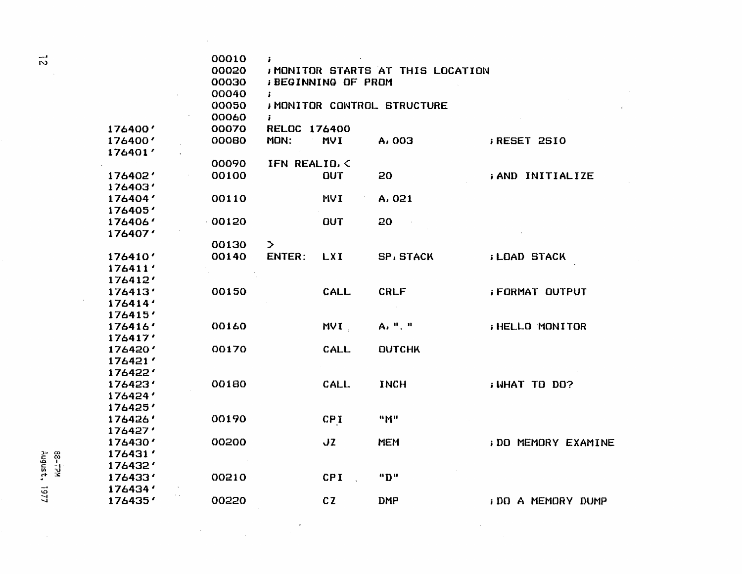```
                00010   ;
                00020   ;MONITOR STARTS AT THIS LOCATION
                00030   ;BEGINNING OF PROM
                00040   ;
                00050   ;MONITOR CONTROL STRUCTURE
                00060   ;
176400'         00070   RELOC 176400
176400'         00080   MON:    MVI     A,003           ;RESET 2SIO
176401'
                00090   IFN REALIO,<
176402'         00100           OUT     20              ;AND INITIALIZE
176403'
176404'         00110           MVI     A,021
176405'
176406'         00120           OUT     20
176407'
                00130   >
176410'         00140   ENTER:  LXI     SP,STACK        ;LOAD STACK
176411'
176412'
176413'         00150           CALL    CRLF            ;FORMAT OUTPUT
176414'
176415'
176416'         00160           MVI     A,"."           ;HELLO MONITOR
176417'
176420'         00170           CALL    OUTCHK
176421'
176422'
176423'         00180           CALL    INCH            ;WHAT TO DO?
176424'
176425'
176426'         00190           CPI     "M"
176427'
176430'         00200           JZ      MEM             ;DO MEMORY EXAMINE
176431'
176432'
176433'         00210           CPI     "D"
176434'
176435'         00220           CZ      DMP             ;DO A MEMORY DUMP
```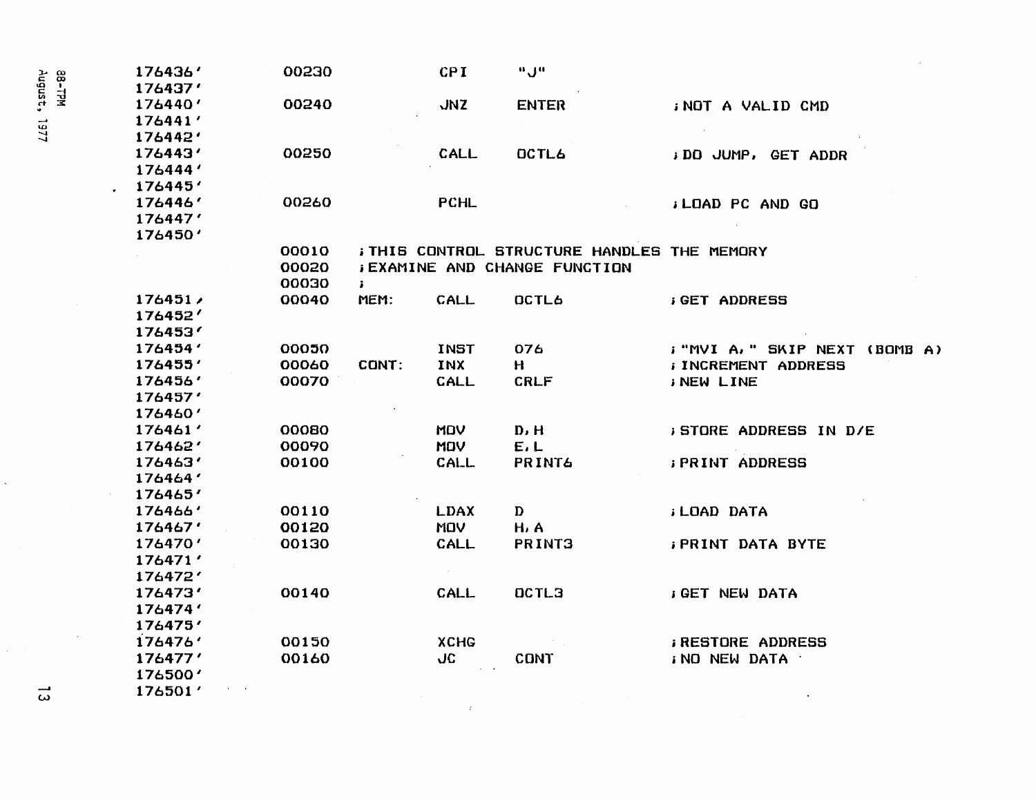```
176436'        00230             CPI     "J"
176437'
176440'        00240             JNZ     ENTER        ;NOT A VALID CMD
176441'
176442'
176443'        00250             CALL    OCTL6        ;DO JUMP, GET ADDR
176444'
176445'
176446'        00260             PCHL                 ;LOAD PC AND GO
176447'
176450'
               00010    ;THIS CONTROL STRUCTURE HANDLES THE MEMORY
               00020    ;EXAMINE AND CHANGE FUNCTION
               00030    ;
176451'        00040    MEM:     CALL    OCTL6        ;GET ADDRESS
176452'
176453'
176454'        00050             INST    076          ;"MVI A," SKIP NEXT (BOMB A)
176455'        00060    CONT:    INX     H            ;INCREMENT ADDRESS
176456'        00070             CALL    CRLF         ;NEW LINE
176457'
176460'
176461'        00080             MOV     D,H          ;STORE ADDRESS IN D/E
176462'        00090             MOV     E,L
176463'        00100             CALL    PRINT6       ;PRINT ADDRESS
176464'
176465'
176466'        00110             LDAX    D            ;LOAD DATA
176467'        00120             MOV     H,A
176470'        00130             CALL    PRINT3       ;PRINT DATA BYTE
176471'
176472'
176473'        00140             CALL    OCTL3        ;GET NEW DATA
176474'
176475'
176476'        00150             XCHG                 ;RESTORE ADDRESS
176477'        00160             JC      CONT         ;NO NEW DATA
176500'
176501'
```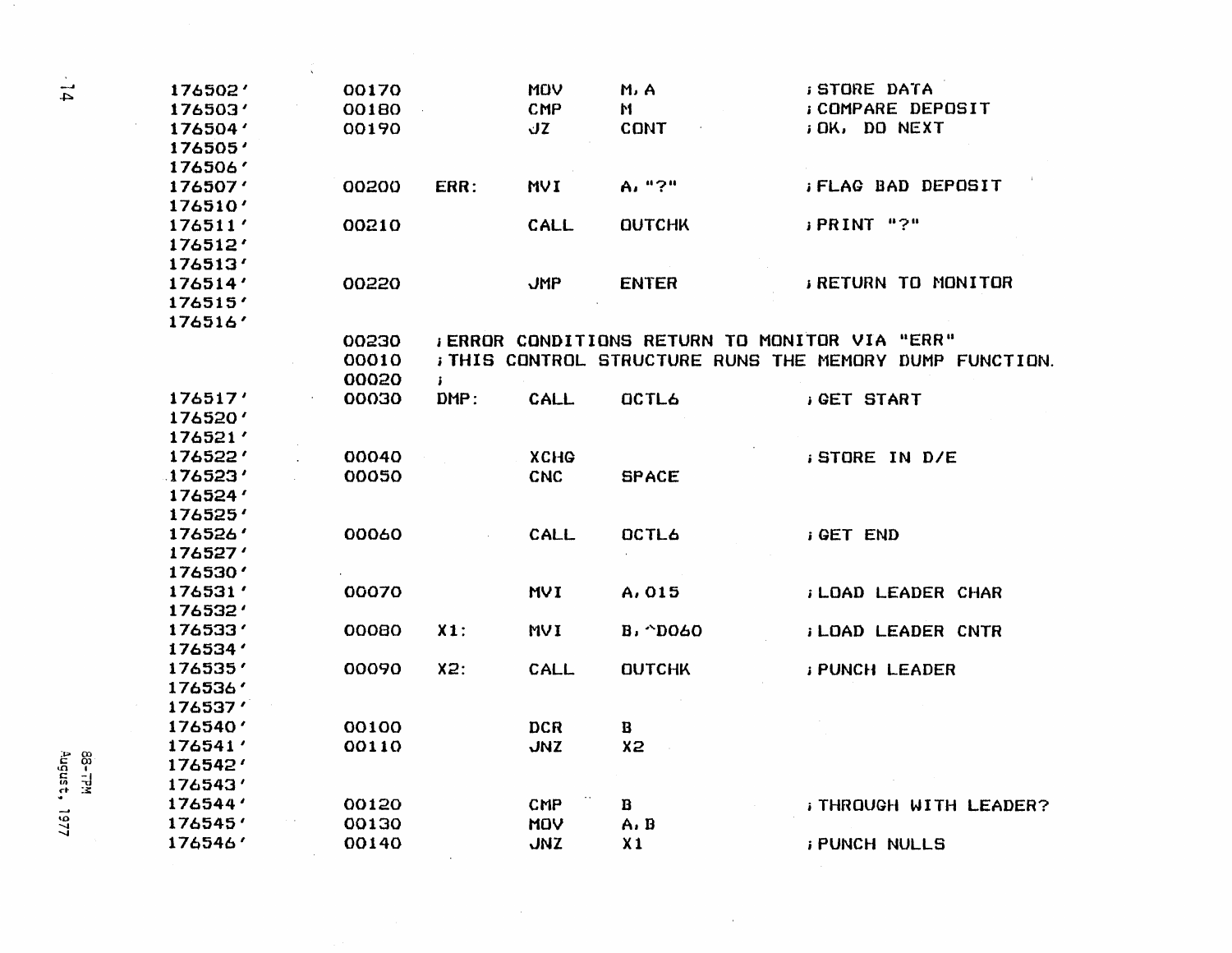```
176502'    00170          MOV     M,A            ;STORE DATA
176503'    00180          CMP     M              ;COMPARE DEPOSIT
176504'    00190          JZ      CONT           ;OK, DO NEXT
176505'
176506'
176507'    00200  ERR:    MVI     A,"?"          ;FLAG BAD DEPOSIT
176510'
176511'    00210          CALL    OUTCHK         ;PRINT "?"
176512'
176513'
176514'    00220          JMP     ENTER          ;RETURN TO MONITOR
176515'
176516'
           00230  ;ERROR CONDITIONS RETURN TO MONITOR VIA "ERR"
           00010  ;THIS CONTROL STRUCTURE RUNS THE MEMORY DUMP FUNCTION.
           00020  ;
176517'    00030  DMP:    CALL    OCTL6          ;GET START
176520'
176521'
176522'    00040          XCHG                   ;STORE IN D/E
176523'    00050          CNC     SPACE
176524'
176525'
176526'    00060          CALL    OCTL6          ;GET END
176527'
176530'
176531'    00070          MVI     A,015          ;LOAD LEADER CHAR
176532'
176533'    00080  X1:     MVI     B,^D060        ;LOAD LEADER CNTR
176534'
176535'    00090  X2:     CALL    OUTCHK         ;PUNCH LEADER
176536'
176537'
176540'    00100          DCR     B
176541'    00110          JNZ     X2
176542'
176543'
176544'    00120          CMP     B              ;THROUGH WITH LEADER?
176545'    00130          MOV     A,B
176546'    00140          JNZ     X1             ;PUNCH NULLS
```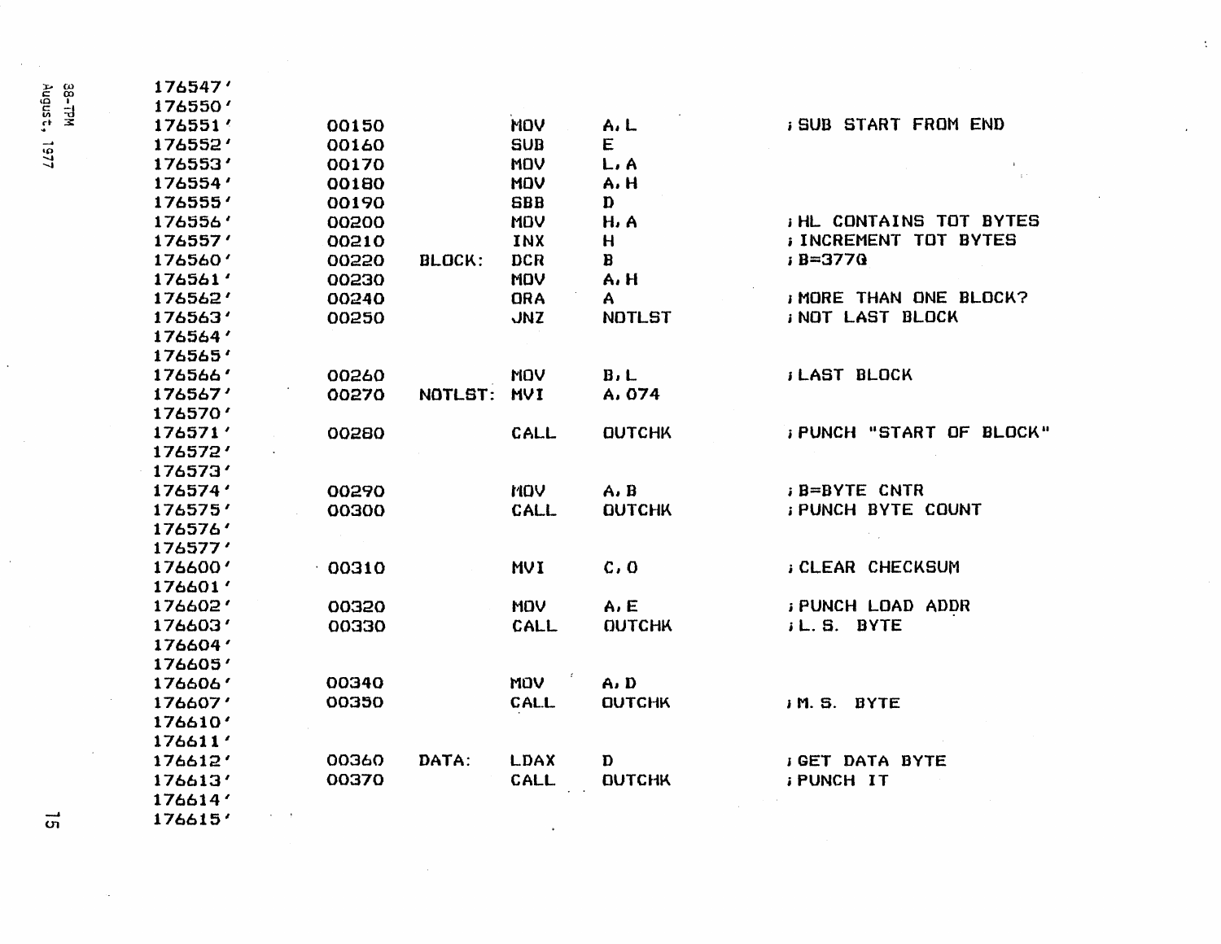```
176547'
176550'
176551'    00150            MOV     A,L         ;SUB START FROM END
176552'    00160            SUB     E
176553'    00170            MOV     L,A
176554'    00180            MOV     A,H
176555'    00190            SBB     D
176556'    00200            MOV     H,A         ;HL CONTAINS TOT BYTES
176557'    00210            INX     H           ;INCREMENT TOT BYTES
176560'    00220   BLOCK:   DCR     B           ;B=377Q
176561'    00230            MOV     A,H
176562'    00240            ORA     A           ;MORE THAN ONE BLOCK?
176563'    00250            JNZ     NOTLST      ;NOT LAST BLOCK
176564'
176565'
176566'    00260            MOV     B,L         ;LAST BLOCK
176567'    00270   NOTLST:  MVI     A,074
176570'
176571'    00280            CALL    OUTCHK      ;PUNCH "START OF BLOCK"
176572'
176573'
176574'    00290            MOV     A,B         ;B=BYTE CNTR
176575'    00300            CALL    OUTCHK      ;PUNCH BYTE COUNT
176576'
176577'
176600'    00310            MVI     C,0         ;CLEAR CHECKSUM
176601'
176602'    00320            MOV     A,E         ;PUNCH LOAD ADDR
176603'    00330            CALL    OUTCHK      ;L.S. BYTE
176604'
176605'
176606'    00340            MOV     A,D
176607'    00350            CALL    OUTCHK      ;M.S. BYTE
176610'
176611'
176612'    00360   DATA:    LDAX    D           ;GET DATA BYTE
176613'    00370            CALL    OUTCHK      ;PUNCH IT
176614'
176615'
```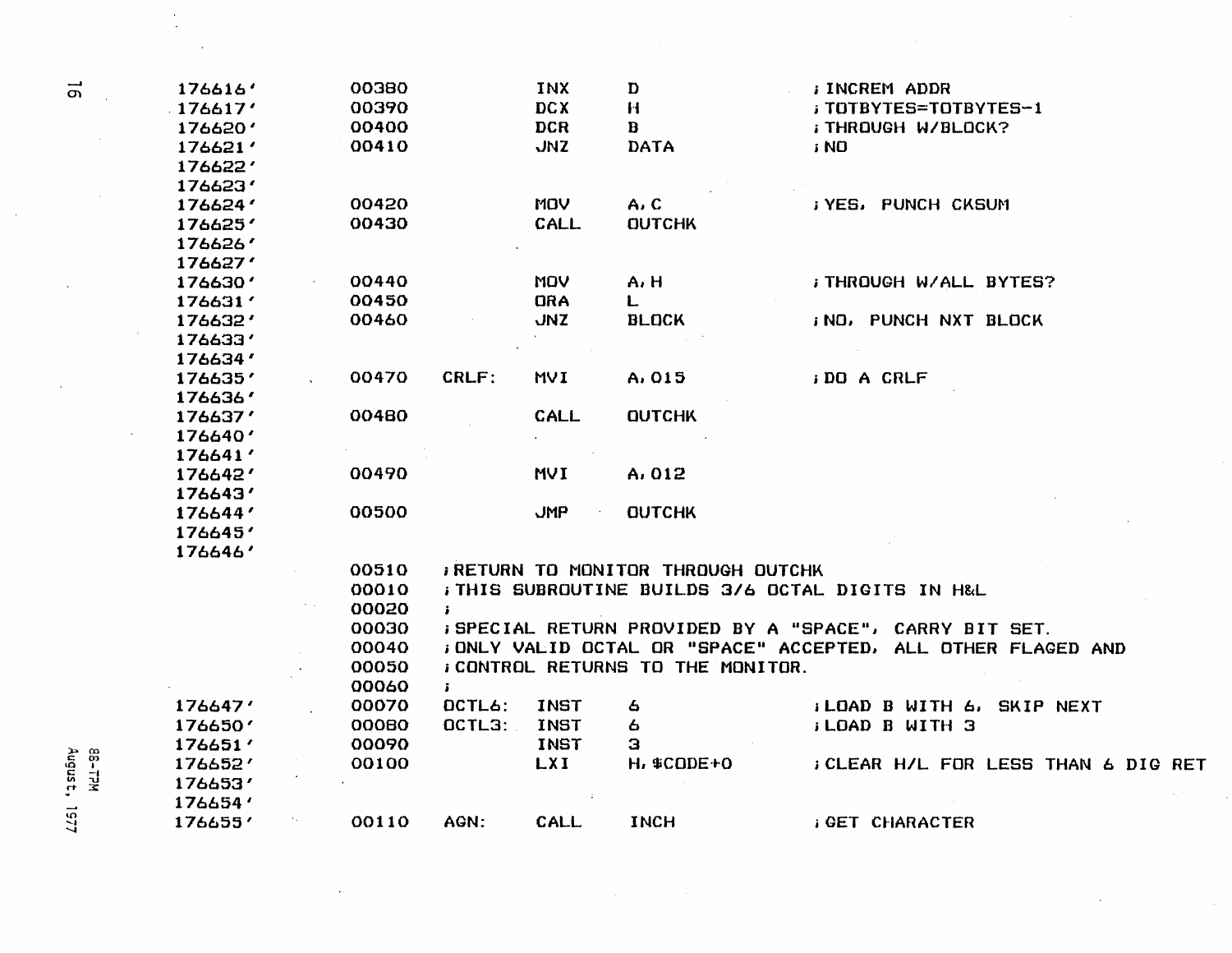```
176616'        00380          INX    D              ;INCREM ADDR
176617'        00390          DCX    H              ;TOTBYTES=TOTBYTES-1
176620'        00400          DCR    B              ;THROUGH W/BLOCK?
176621'        00410          JNZ    DATA           ;NO
176622'
176623'
176624'        00420          MOV    A,C            ;YES, PUNCH CKSUM
176625'        00430          CALL   OUTCHK
176626'
176627'
176630'        00440          MOV    A,H            ;THROUGH W/ALL BYTES?
176631'        00450          ORA    L
176632'        00460          JNZ    BLOCK          ;NO, PUNCH NXT BLOCK
176633'
176634'
176635'        00470  CRLF:   MVI    A,015          ;DO A CRLF
176636'
176637'        00480          CALL   OUTCHK
176640'
176641'
176642'        00490          MVI    A,012
176643'
176644'        00500          JMP    OUTCHK
176645'
176646'
               00510  ;RETURN TO MONITOR THROUGH OUTCHK
               00010  ;THIS SUBROUTINE BUILDS 3/6 OCTAL DIGITS IN H&L
               00020  ;
               00030  ;SPECIAL RETURN PROVIDED BY A "SPACE", CARRY BIT SET.
               00040  ;ONLY VALID OCTAL OR "SPACE" ACCEPTED, ALL OTHER FLAGED AND
               00050  ;CONTROL RETURNS TO THE MONITOR.
               00060  ;
176647'        00070  OCTL6:  INST   6              ;LOAD B WITH 6, SKIP NEXT
176650'        00080  OCTL3:  INST   6              ;LOAD B WITH 3
176651'        00090          INST   3
176652'        00100          LXI    H,$CODE+0      ;CLEAR H/L FOR LESS THAN 6 DIG RET
176653'
176654'
176655'        00110  AGN:    CALL   INCH           ;GET CHARACTER
```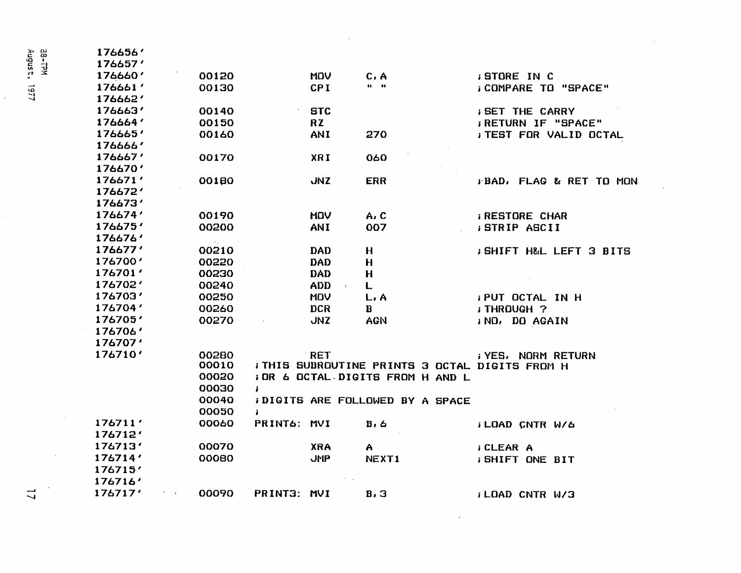```
176656'
176657'
176660'     00120            MOV     C,A          ;STORE IN C
176661'     00130            CPI     " "          ;COMPARE TO "SPACE"
176662'
176663'     00140            STC                  ;SET THE CARRY
176664'     00150            RZ                   ;RETURN IF "SPACE"
176665'     00160            ANI     270          ;TEST FOR VALID OCTAL
176666'
176667'     00170            XRI     060
176670'
176671'     00180            JNZ     ERR          ;BAD, FLAG & RET TO MON
176672'
176673'
176674'     00190            MOV     A,C          ;RESTORE CHAR
176675'     00200            ANI     007          ;STRIP ASCII
176676'
176677'     00210            DAD     H            ;SHIFT H&L LEFT 3 BITS
176700'     00220            DAD     H
176701'     00230            DAD     H
176702'     00240            ADD     L
176703'     00250            MOV     L,A          ;PUT OCTAL IN H
176704'     00260            DCR     B            ;THROUGH ?
176705'     00270            JNZ     AGN          ;NO, DO AGAIN
176706'
176707'
176710'     00280            RET                  ;YES, NORM RETURN
            00010    ;THIS SUBROUTINE PRINTS 3 OCTAL DIGITS FROM H
            00020    ;OR 6 OCTAL DIGITS FROM H AND L
            00030    ;
            00040    ;DIGITS ARE FOLLOWED BY A SPACE
            00050    ;
176711'     00060    PRINT6: MVI     B,6          ;LOAD CNTR W/6
176712'
176713'     00070            XRA     A            ;CLEAR A
176714'     00080            JMP     NEXT1        ;SHIFT ONE BIT
176715'
176716'
176717'     00090    PRINT3: MVI     B,3          ;LOAD CNTR W/3
```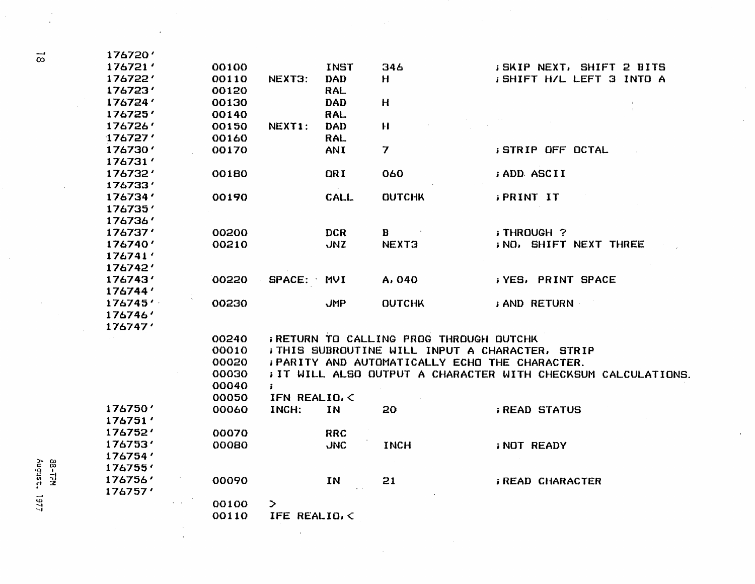```
176720'
176721'     00100             INST    346        ;SKIP NEXT, SHIFT 2 BITS
176722'     00110   NEXT3:    DAD     H          ;SHIFT H/L LEFT 3 INTO A
176723'     00120             RAL
176724'     00130             DAD     H
176725'     00140             RAL
176726'     00150   NEXT1:    DAD     H
176727'     00160             RAL
176730'     00170             ANI     7          ;STRIP OFF OCTAL
176731'
176732'     00180             ORI     060        ;ADD ASCII
176733'
176734'     00190             CALL    OUTCHK     ;PRINT IT
176735'
176736'
176737'     00200             DCR     B          ;THROUGH ?
176740'     00210             JNZ     NEXT3      ;NO, SHIFT NEXT THREE
176741'
176742'
176743'     00220   SPACE:    MVI     A,040      ;YES, PRINT SPACE
176744'
176745'     00230             JMP     OUTCHK     ;AND RETURN
176746'
176747'
            00240   ;RETURN TO CALLING PROG THROUGH OUTCHK
            00010   ;THIS SUBROUTINE WILL INPUT A CHARACTER, STRIP
            00020   ;PARITY AND AUTOMATICALLY ECHO THE CHARACTER.
            00030   ;IT WILL ALSO OUTPUT A CHARACTER WITH CHECKSUM CALCULATIONS.
            00040   ;
            00050   IFN REALIO,<
176750'     00060   INCH:     IN      20         ;READ STATUS
176751'
176752'     00070             RRC
176753'     00080             JNC     INCH       ;NOT READY
176754'
176755'
176756'     00090             IN      21         ;READ CHARACTER
176757'
            00100   >
            00110   IFE REALIO,<
```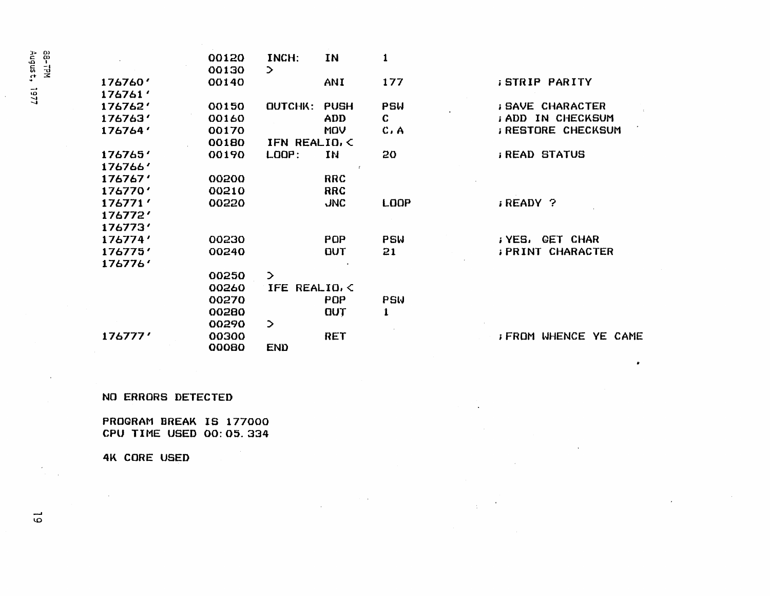```
                 00120   INCH:   IN      1
                 00130   >
176760'          00140           ANI     177          ;STRIP PARITY
176761'
176762'          00150   OUTCHK: PUSH    PSW          ;SAVE CHARACTER
176763'          00160           ADD     C            ;ADD IN CHECKSUM
176764'          00170           MOV     C,A          ;RESTORE CHECKSUM
                 00180   IFN REALIO,<
176765'          00190   LOOP:   IN      20           ;READ STATUS
176766'
176767'          00200           RRC
176770'          00210           RRC
176771'          00220           JNC     LOOP         ;READY ?
176772'
176773'
176774'          00230           POP     PSW          ;YES, GET CHAR
176775'          00240           OUT     21           ;PRINT CHARACTER
176776'
                 00250   >
                 00260   IFE REALIO,<
                 00270           POP     PSW
                 00280           OUT     1
                 00290   >
176777'          00300           RET                  ;FROM WHENCE YE CAME
                 00080   END


NO ERRORS DETECTED

PROGRAM BREAK IS 177000
CPU TIME USED 00:05.334

4K CORE USED
```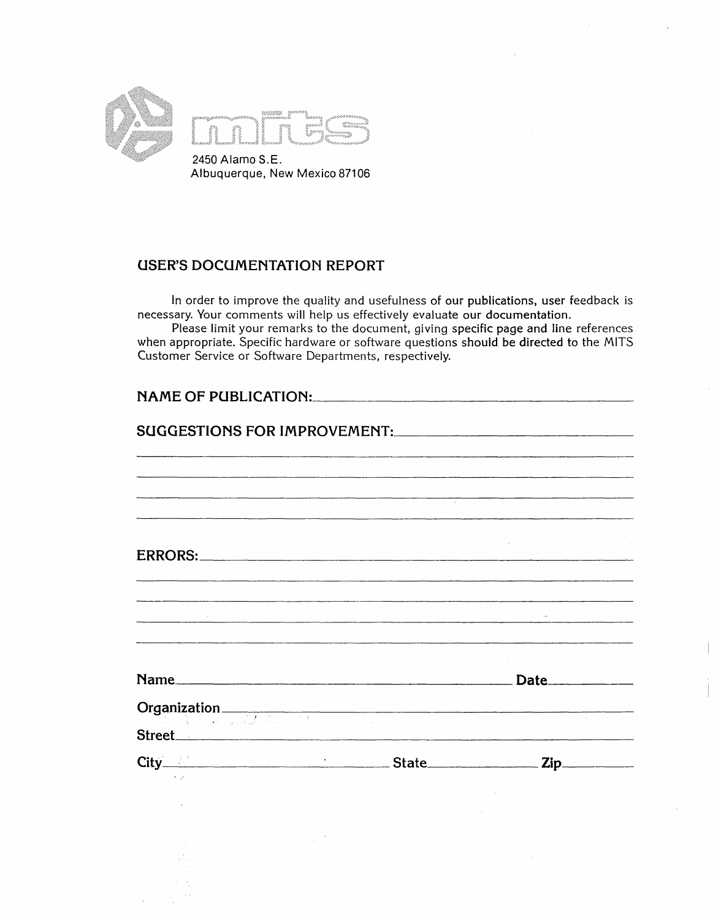mits

2450 Alamo S.E.
Albuquerque, New Mexico 87106

## USER'S DOCUMENTATION REPORT

In order to improve the quality and usefulness of our publications, user feedback is necessary. Your comments will help us effectively evaluate our documentation.

Please limit your remarks to the document, giving specific page and line references when appropriate. Specific hardware or software questions should be directed to the MITS Customer Service or Software Departments, respectively.

**NAME OF PUBLICATION:**\_\_\_\_\_\_\_\_\_\_\_\_\_\_\_\_\_\_\_\_\_\_\_\_\_\_\_\_\_\_

**SUGGESTIONS FOR IMPROVEMENT:**\_\_\_\_\_\_\_\_\_\_\_\_\_\_\_\_\_\_\_\_\_\_\_\_\_\_\_\_\_\_

\_\_\_\_\_\_\_\_\_\_\_\_\_\_\_\_\_\_\_\_\_\_\_\_\_\_\_\_\_\_\_\_\_\_\_\_\_\_\_\_\_\_\_\_\_\_\_\_\_\_\_\_\_\_\_\_\_\_\_\_

\_\_\_\_\_\_\_\_\_\_\_\_\_\_\_\_\_\_\_\_\_\_\_\_\_\_\_\_\_\_\_\_\_\_\_\_\_\_\_\_\_\_\_\_\_\_\_\_\_\_\_\_\_\_\_\_\_\_\_\_

\_\_\_\_\_\_\_\_\_\_\_\_\_\_\_\_\_\_\_\_\_\_\_\_\_\_\_\_\_\_\_\_\_\_\_\_\_\_\_\_\_\_\_\_\_\_\_\_\_\_\_\_\_\_\_\_\_\_\_\_

\_\_\_\_\_\_\_\_\_\_\_\_\_\_\_\_\_\_\_\_\_\_\_\_\_\_\_\_\_\_\_\_\_\_\_\_\_\_\_\_\_\_\_\_\_\_\_\_\_\_\_\_\_\_\_\_\_\_\_\_

**ERRORS:**\_\_\_\_\_\_\_\_\_\_\_\_\_\_\_\_\_\_\_\_\_\_\_\_\_\_\_\_\_\_\_\_\_\_\_\_\_\_\_\_\_\_\_\_\_\_\_\_

\_\_\_\_\_\_\_\_\_\_\_\_\_\_\_\_\_\_\_\_\_\_\_\_\_\_\_\_\_\_\_\_\_\_\_\_\_\_\_\_\_\_\_\_\_\_\_\_\_\_\_\_\_\_\_\_\_\_\_\_

\_\_\_\_\_\_\_\_\_\_\_\_\_\_\_\_\_\_\_\_\_\_\_\_\_\_\_\_\_\_\_\_\_\_\_\_\_\_\_\_\_\_\_\_\_\_\_\_\_\_\_\_\_\_\_\_\_\_\_\_

\_\_\_\_\_\_\_\_\_\_\_\_\_\_\_\_\_\_\_\_\_\_\_\_\_\_\_\_\_\_\_\_\_\_\_\_\_\_\_\_\_\_\_\_\_\_\_\_\_\_\_\_\_\_\_\_\_\_\_\_

\_\_\_\_\_\_\_\_\_\_\_\_\_\_\_\_\_\_\_\_\_\_\_\_\_\_\_\_\_\_\_\_\_\_\_\_\_\_\_\_\_\_\_\_\_\_\_\_\_\_\_\_\_\_\_\_\_\_\_\_

**Name**\_\_\_\_\_\_\_\_\_\_\_\_\_\_\_\_\_\_\_\_\_\_\_\_\_\_\_\_\_\_\_\_\_\_\_\_ **Date**\_\_\_\_\_\_\_\_\_\_

**Organization**\_\_\_\_\_\_\_\_\_\_\_\_\_\_\_\_\_\_\_\_\_\_\_\_\_\_\_\_\_\_\_\_\_\_\_\_\_\_\_\_\_\_\_\_

**Street**\_\_\_\_\_\_\_\_\_\_\_\_\_\_\_\_\_\_\_\_\_\_\_\_\_\_\_\_\_\_\_\_\_\_\_\_\_\_\_\_\_\_\_\_\_\_\_\_\_\_

**City**\_\_\_\_\_\_\_\_\_\_\_\_\_\_\_\_\_\_\_\_\_\_\_\_ **State**\_\_\_\_\_\_\_\_\_\_\_\_ **Zip**\_\_\_\_\_\_\_\_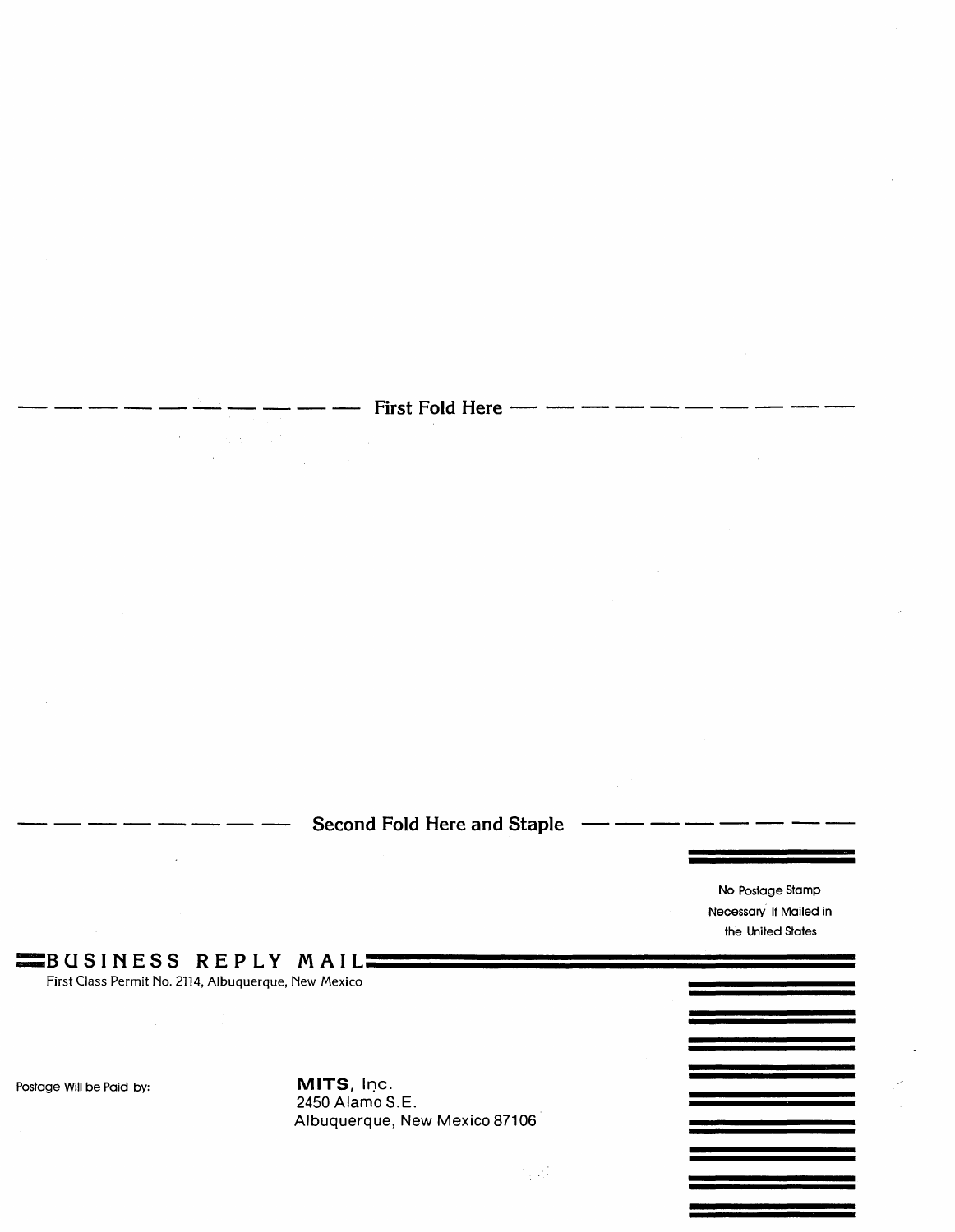First Fold Here

Second Fold Here and Staple

No Postage Stamp
Necessary If Mailed in
the United States

**BUSINESS REPLY MAIL**

First Class Permit No. 2114, Albuquerque, New Mexico

Postage Will be Paid by:

**MITS**, Inc.
2450 Alamo S.E.
Albuquerque, New Mexico 87106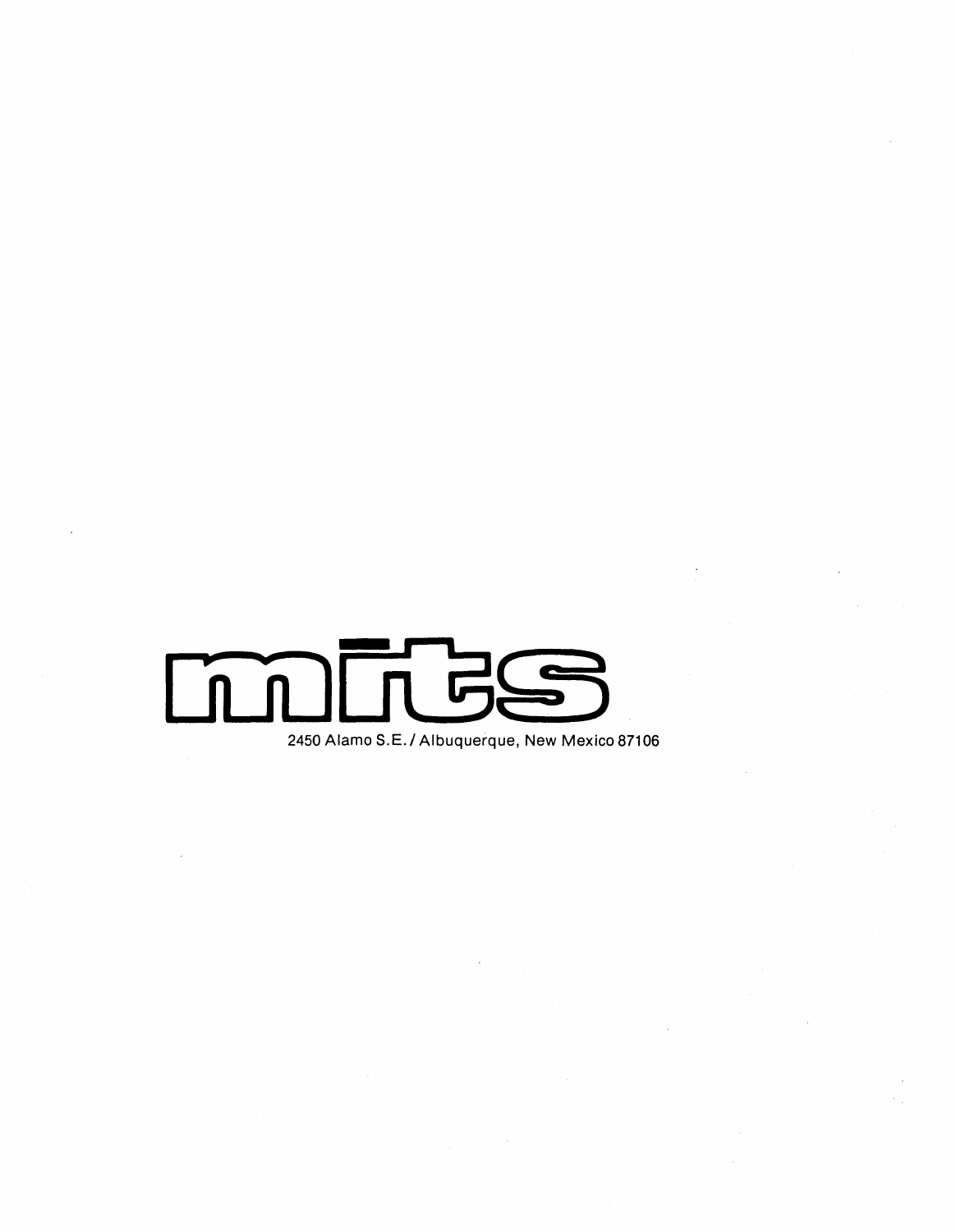mits

2450 Alamo S.E. / Albuquerque, New Mexico 87106